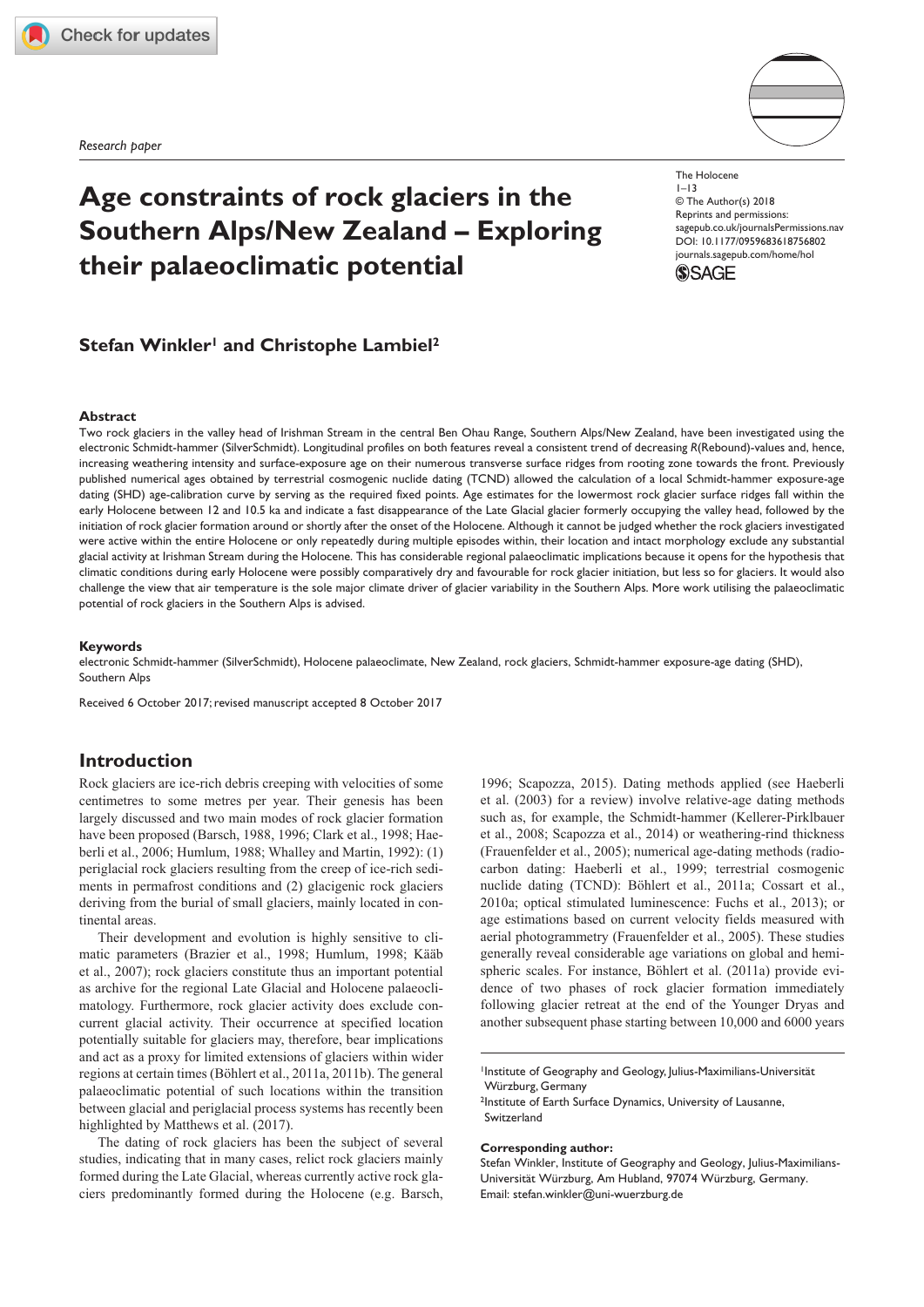*Research paper*

# Age constraints of rock glaciers in the Southern Alps/New Zealand – Exploring their palaeoclimatic potential

The Holocene
1–13
© The Author(s) 2018
Reprints and permissions: sagepub.co.uk/journalsPermissions.nav
DOI: 10.1177/0959683618756802
journals.sagepub.com/home/hol

**Stefan Winkler[1] and Christophe Lambiel[2]**

## Abstract

Two rock glaciers in the valley head of Irishman Stream in the central Ben Ohau Range, Southern Alps/New Zealand, have been investigated using the electronic Schmidt-hammer (SilverSchmidt). Longitudinal profiles on both features reveal a consistent trend of decreasing *R*(Rebound)-values and, hence, increasing weathering intensity and surface-exposure age on their numerous transverse surface ridges from rooting zone towards the front. Previously published numerical ages obtained by terrestrial cosmogenic nuclide dating (TCND) allowed the calculation of a local Schmidt-hammer exposure-age dating (SHD) age-calibration curve by serving as the required fixed points. Age estimates for the lowermost rock glacier surface ridges fall within the early Holocene between 12 and 10.5 ka and indicate a fast disappearance of the Late Glacial glacier formerly occupying the valley head, followed by the initiation of rock glacier formation around or shortly after the onset of the Holocene. Although it cannot be judged whether the rock glaciers investigated were active within the entire Holocene or only repeatedly during multiple episodes within, their location and intact morphology exclude any substantial glacial activity at Irishman Stream during the Holocene. This has considerable regional palaeoclimatic implications because it opens for the hypothesis that climatic conditions during early Holocene were possibly comparatively dry and favourable for rock glacier initiation, but less so for glaciers. It would also challenge the view that air temperature is the sole major climate driver of glacier variability in the Southern Alps. More work utilising the palaeoclimatic potential of rock glaciers in the Southern Alps is advised.

### Keywords

electronic Schmidt-hammer (SilverSchmidt), Holocene palaeoclimate, New Zealand, rock glaciers, Schmidt-hammer exposure-age dating (SHD), Southern Alps

Received 6 October 2017; revised manuscript accepted 8 October 2017

## Introduction

Rock glaciers are ice-rich debris creeping with velocities of some centimetres to some metres per year. Their genesis has been largely discussed and two main modes of rock glacier formation have been proposed (Barsch, 1988, 1996; Clark et al., 1998; Haeberli et al., 2006; Humlum, 1988; Whalley and Martin, 1992): (1) periglacial rock glaciers resulting from the creep of ice-rich sediments in permafrost conditions and (2) glacigenic rock glaciers deriving from the burial of small glaciers, mainly located in continental areas.

Their development and evolution is highly sensitive to climatic parameters (Brazier et al., 1998; Humlum, 1998; Kääb et al., 2007); rock glaciers constitute thus an important potential as archive for the regional Late Glacial and Holocene palaeoclimatology. Furthermore, rock glacier activity does exclude concurrent glacial activity. Their occurrence at specified location potentially suitable for glaciers may, therefore, bear implications and act as a proxy for limited extensions of glaciers within wider regions at certain times (Böhlert et al., 2011a, 2011b). The general palaeoclimatic potential of such locations within the transition between glacial and periglacial process systems has recently been highlighted by Matthews et al. (2017).

The dating of rock glaciers has been the subject of several studies, indicating that in many cases, relict rock glaciers mainly formed during the Late Glacial, whereas currently active rock glaciers predominantly formed during the Holocene (e.g. Barsch, 1996; Scapozza, 2015). Dating methods applied (see Haeberli et al. (2003) for a review) involve relative-age dating methods such as, for example, the Schmidt-hammer (Kellerer-Pirklbauer et al., 2008; Scapozza et al., 2014) or weathering-rind thickness (Frauenfelder et al., 2005); numerical age-dating methods (radiocarbon dating: Haeberli et al., 1999; terrestrial cosmogenic nuclide dating (TCND): Böhlert et al., 2011a; Cossart et al., 2010a; optical stimulated luminescence: Fuchs et al., 2013); or age estimations based on current velocity fields measured with aerial photogrammetry (Frauenfelder et al., 2005). These studies generally reveal considerable age variations on global and hemispheric scales. For instance, Böhlert et al. (2011a) provide evidence of two phases of rock glacier formation immediately following glacier retreat at the end of the Younger Dryas and another subsequent phase starting between 10,000 and 6000 years

[1]Institute of Geography and Geology, Julius-Maximilians-Universität Würzburg, Germany
[2]Institute of Earth Surface Dynamics, University of Lausanne, Switzerland

**Corresponding author:**
Stefan Winkler, Institute of Geography and Geology, Julius-Maximilians-Universität Würzburg, Am Hubland, 97074 Würzburg, Germany.
Email: stefan.winkler@uni-wuerzburg.de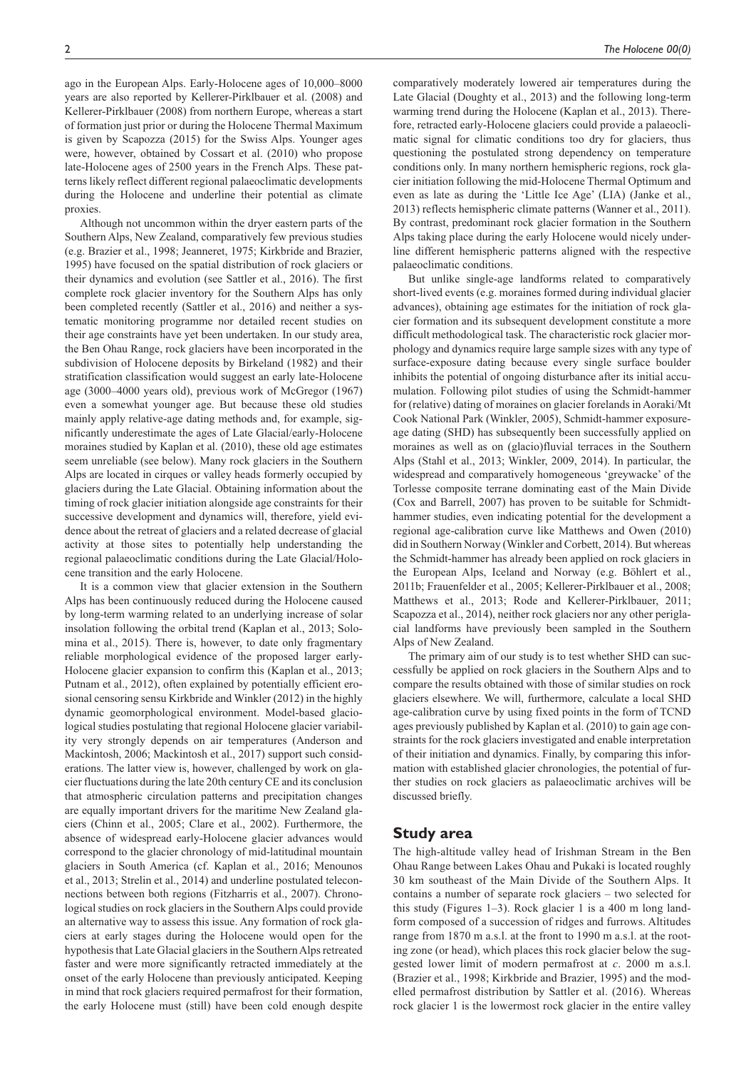ago in the European Alps. Early-Holocene ages of 10,000–8000 years are also reported by Kellerer-Pirklbauer et al. (2008) and Kellerer-Pirklbauer (2008) from northern Europe, whereas a start of formation just prior or during the Holocene Thermal Maximum is given by Scapozza (2015) for the Swiss Alps. Younger ages were, however, obtained by Cossart et al. (2010) who propose late-Holocene ages of 2500 years in the French Alps. These patterns likely reflect different regional palaeoclimatic developments during the Holocene and underline their potential as climate proxies.

Although not uncommon within the dryer eastern parts of the Southern Alps, New Zealand, comparatively few previous studies (e.g. Brazier et al., 1998; Jeanneret, 1975; Kirkbride and Brazier, 1995) have focused on the spatial distribution of rock glaciers or their dynamics and evolution (see Sattler et al., 2016). The first complete rock glacier inventory for the Southern Alps has only been completed recently (Sattler et al., 2016) and neither a systematic monitoring programme nor detailed recent studies on their age constraints have yet been undertaken. In our study area, the Ben Ohau Range, rock glaciers have been incorporated in the subdivision of Holocene deposits by Birkeland (1982) and their stratification classification would suggest an early late-Holocene age (3000–4000 years old), previous work of McGregor (1967) even a somewhat younger age. But because these old studies mainly apply relative-age dating methods and, for example, significantly underestimate the ages of Late Glacial/early-Holocene moraines studied by Kaplan et al. (2010), these old age estimates seem unreliable (see below). Many rock glaciers in the Southern Alps are located in cirques or valley heads formerly occupied by glaciers during the Late Glacial. Obtaining information about the timing of rock glacier initiation alongside age constraints for their successive development and dynamics will, therefore, yield evidence about the retreat of glaciers and a related decrease of glacial activity at those sites to potentially help understanding the regional palaeoclimatic conditions during the Late Glacial/Holocene transition and the early Holocene.

It is a common view that glacier extension in the Southern Alps has been continuously reduced during the Holocene caused by long-term warming related to an underlying increase of solar insolation following the orbital trend (Kaplan et al., 2013; Solomina et al., 2015). There is, however, to date only fragmentary reliable morphological evidence of the proposed larger early-Holocene glacier expansion to confirm this (Kaplan et al., 2013; Putnam et al., 2012), often explained by potentially efficient erosional censoring sensu Kirkbride and Winkler (2012) in the highly dynamic geomorphological environment. Model-based glaciological studies postulating that regional Holocene glacier variability very strongly depends on air temperatures (Anderson and Mackintosh, 2006; Mackintosh et al., 2017) support such considerations. The latter view is, however, challenged by work on glacier fluctuations during the late 20th century CE and its conclusion that atmospheric circulation patterns and precipitation changes are equally important drivers for the maritime New Zealand glaciers (Chinn et al., 2005; Clare et al., 2002). Furthermore, the absence of widespread early-Holocene glacier advances would correspond to the glacier chronology of mid-latitudinal mountain glaciers in South America (cf. Kaplan et al., 2016; Menounos et al., 2013; Strelin et al., 2014) and underline postulated teleconnections between both regions (Fitzharris et al., 2007). Chronological studies on rock glaciers in the Southern Alps could provide an alternative way to assess this issue. Any formation of rock glaciers at early stages during the Holocene would open for the hypothesis that Late Glacial glaciers in the Southern Alps retreated faster and were more significantly retracted immediately at the onset of the early Holocene than previously anticipated. Keeping in mind that rock glaciers required permafrost for their formation, the early Holocene must (still) have been cold enough despite comparatively moderately lowered air temperatures during the Late Glacial (Doughty et al., 2013) and the following long-term warming trend during the Holocene (Kaplan et al., 2013). Therefore, retracted early-Holocene glaciers could provide a palaeoclimatic signal for climatic conditions too dry for glaciers, thus questioning the postulated strong dependency on temperature conditions only. In many northern hemispheric regions, rock glacier initiation following the mid-Holocene Thermal Optimum and even as late as during the 'Little Ice Age' (LIA) (Janke et al., 2013) reflects hemispheric climate patterns (Wanner et al., 2011). By contrast, predominant rock glacier formation in the Southern Alps taking place during the early Holocene would nicely underline different hemispheric patterns aligned with the respective palaeoclimatic conditions.

But unlike single-age landforms related to comparatively short-lived events (e.g. moraines formed during individual glacier advances), obtaining age estimates for the initiation of rock glacier formation and its subsequent development constitute a more difficult methodological task. The characteristic rock glacier morphology and dynamics require large sample sizes with any type of surface-exposure dating because every single surface boulder inhibits the potential of ongoing disturbance after its initial accumulation. Following pilot studies of using the Schmidt-hammer for (relative) dating of moraines on glacier forelands in Aoraki/Mt Cook National Park (Winkler, 2005), Schmidt-hammer exposure-age dating (SHD) has subsequently been successfully applied on moraines as well as on (glacio)fluvial terraces in the Southern Alps (Stahl et al., 2013; Winkler, 2009, 2014). In particular, the widespread and comparatively homogeneous 'greywacke' of the Torlesse composite terrane dominating east of the Main Divide (Cox and Barrell, 2007) has proven to be suitable for Schmidt-hammer studies, even indicating potential for the development a regional age-calibration curve like Matthews and Owen (2010) did in Southern Norway (Winkler and Corbett, 2014). But whereas the Schmidt-hammer has already been applied on rock glaciers in the European Alps, Iceland and Norway (e.g. Böhlert et al., 2011b; Frauenfelder et al., 2005; Kellerer-Pirklbauer et al., 2008; Matthews et al., 2013; Rode and Kellerer-Pirklbauer, 2011; Scapozza et al., 2014), neither rock glaciers nor any other periglacial landforms have previously been sampled in the Southern Alps of New Zealand.

The primary aim of our study is to test whether SHD can successfully be applied on rock glaciers in the Southern Alps and to compare the results obtained with those of similar studies on rock glaciers elsewhere. We will, furthermore, calculate a local SHD age-calibration curve by using fixed points in the form of TCND ages previously published by Kaplan et al. (2010) to gain age constraints for the rock glaciers investigated and enable interpretation of their initiation and dynamics. Finally, by comparing this information with established glacier chronologies, the potential of further studies on rock glaciers as palaeoclimatic archives will be discussed briefly.

## Study area

The high-altitude valley head of Irishman Stream in the Ben Ohau Range between Lakes Ohau and Pukaki is located roughly 30 km southeast of the Main Divide of the Southern Alps. It contains a number of separate rock glaciers – two selected for this study (Figures 1–3). Rock glacier 1 is a 400 m long landform composed of a succession of ridges and furrows. Altitudes range from 1870 m a.s.l. at the front to 1990 m a.s.l. at the rooting zone (or head), which places this rock glacier below the suggested lower limit of modern permafrost at *c*. 2000 m a.s.l. (Brazier et al., 1998; Kirkbride and Brazier, 1995) and the modelled permafrost distribution by Sattler et al. (2016). Whereas rock glacier 1 is the lowermost rock glacier in the entire valley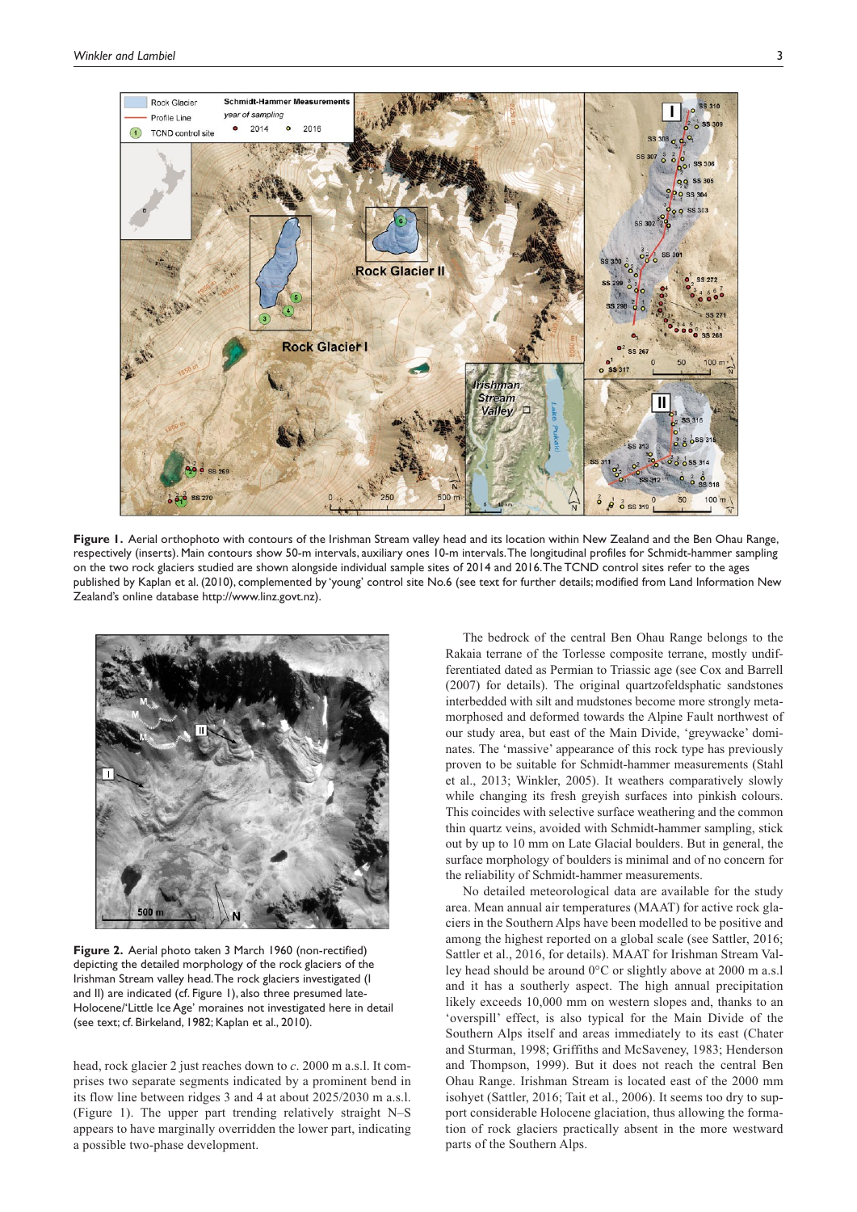**Figure 1.** Aerial orthophoto with contours of the Irishman Stream valley head and its location within New Zealand and the Ben Ohau Range, respectively (inserts). Main contours show 50-m intervals, auxiliary ones 10-m intervals. The longitudinal profiles for Schmidt-hammer sampling on the two rock glaciers studied are shown alongside individual sample sites of 2014 and 2016. The TCND control sites refer to the ages published by Kaplan et al. (2010), complemented by 'young' control site No.6 (see text for further details; modified from Land Information New Zealand's online database http://www.linz.govt.nz).

**Figure 2.** Aerial photo taken 3 March 1960 (non-rectified) depicting the detailed morphology of the rock glaciers of the Irishman Stream valley head. The rock glaciers investigated (I and II) are indicated (cf. Figure 1), also three presumed late-Holocene/'Little Ice Age' moraines not investigated here in detail (see text; cf. Birkeland, 1982; Kaplan et al., 2010).

head, rock glacier 2 just reaches down to *c.* 2000 m a.s.l. It comprises two separate segments indicated by a prominent bend in its flow line between ridges 3 and 4 at about 2025/2030 m a.s.l. (Figure 1). The upper part trending relatively straight N–S appears to have marginally overridden the lower part, indicating a possible two-phase development.

The bedrock of the central Ben Ohau Range belongs to the Rakaia terrane of the Torlesse composite terrane, mostly undifferentiated dated as Permian to Triassic age (see Cox and Barrell (2007) for details). The original quartzofeldsphatic sandstones interbedded with silt and mudstones become more strongly metamorphosed and deformed towards the Alpine Fault northwest of our study area, but east of the Main Divide, 'greywacke' dominates. The 'massive' appearance of this rock type has previously proven to be suitable for Schmidt-hammer measurements (Stahl et al., 2013; Winkler, 2005). It weathers comparatively slowly while changing its fresh greyish surfaces into pinkish colours. This coincides with selective surface weathering and the common thin quartz veins, avoided with Schmidt-hammer sampling, stick out by up to 10 mm on Late Glacial boulders. But in general, the surface morphology of boulders is minimal and of no concern for the reliability of Schmidt-hammer measurements.

No detailed meteorological data are available for the study area. Mean annual air temperatures (MAAT) for active rock glaciers in the Southern Alps have been modelled to be positive and among the highest reported on a global scale (see Sattler, 2016; Sattler et al., 2016, for details). MAAT for Irishman Stream Valley head should be around 0°C or slightly above at 2000 m a.s.l and it has a southerly aspect. The high annual precipitation likely exceeds 10,000 mm on western slopes and, thanks to an 'overspill' effect, is also typical for the Main Divide of the Southern Alps itself and areas immediately to its east (Chater and Sturman, 1998; Griffiths and McSaveney, 1983; Henderson and Thompson, 1999). But it does not reach the central Ben Ohau Range. Irishman Stream is located east of the 2000 mm isohyet (Sattler, 2016; Tait et al., 2006). It seems too dry to support considerable Holocene glaciation, thus allowing the formation of rock glaciers practically absent in the more westward parts of the Southern Alps.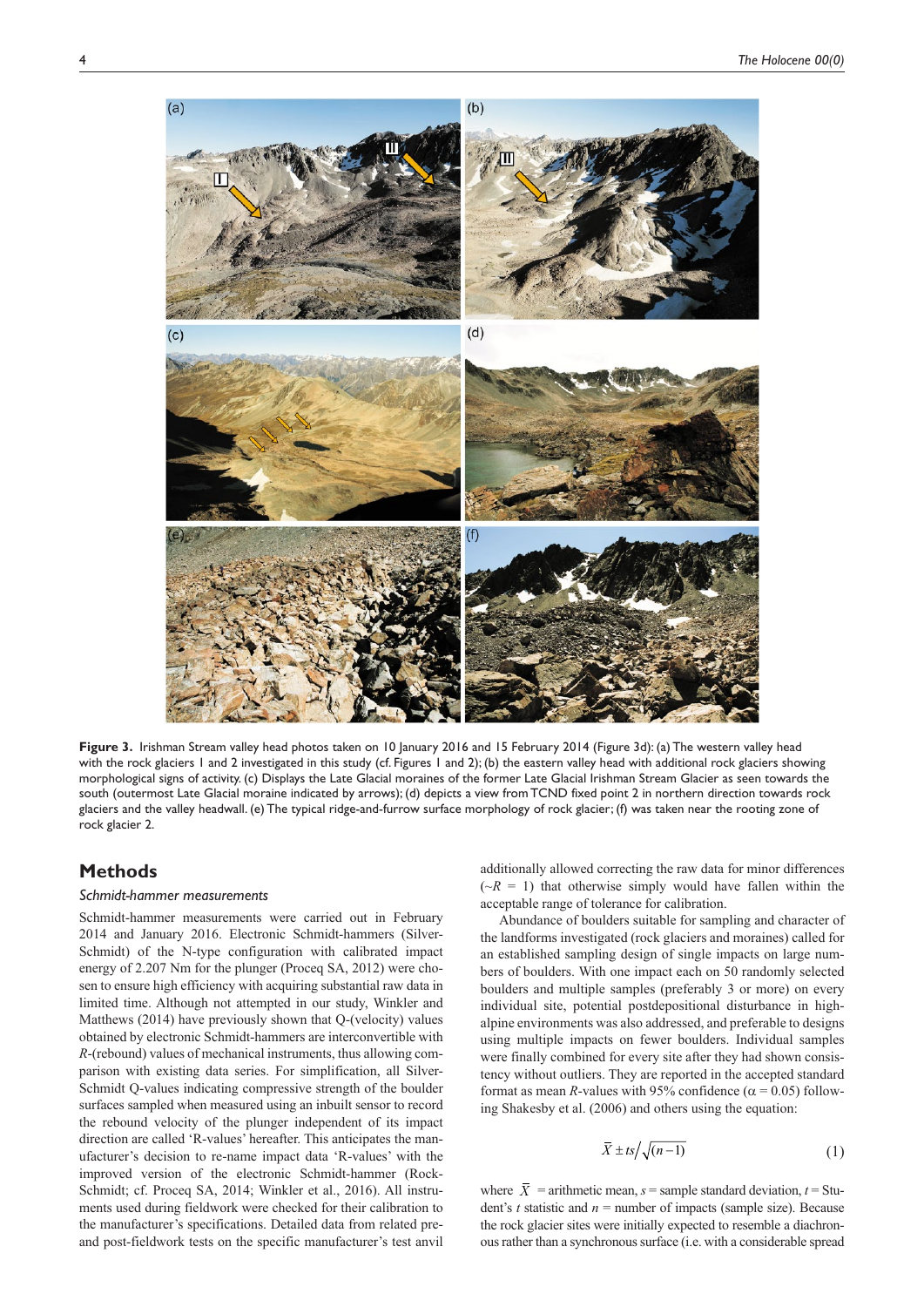Figure 3. Irishman Stream valley head photos taken on 10 January 2016 and 15 February 2014 (Figure 3d): (a) The western valley head with the rock glaciers I and 2 investigated in this study (cf. Figures 1 and 2); (b) the eastern valley head with additional rock glaciers showing morphological signs of activity. (c) Displays the Late Glacial moraines of the former Late Glacial Irishman Stream Glacier as seen towards the south (outermost Late Glacial moraine indicated by arrows); (d) depicts a view from TCND fixed point 2 in northern direction towards rock glaciers and the valley headwall. (e) The typical ridge-and-furrow surface morphology of rock glacier; (f) was taken near the rooting zone of rock glacier 2.

## Methods

### *Schmidt-hammer measurements*

Schmidt-hammer measurements were carried out in February 2014 and January 2016. Electronic Schmidt-hammers (Silver-Schmidt) of the N-type configuration with calibrated impact energy of 2.207 Nm for the plunger (Proceq SA, 2012) were chosen to ensure high efficiency with acquiring substantial raw data in limited time. Although not attempted in our study, Winkler and Matthews (2014) have previously shown that Q-(velocity) values obtained by electronic Schmidt-hammers are interconvertible with *R*-(rebound) values of mechanical instruments, thus allowing comparison with existing data series. For simplification, all Silver-Schmidt Q-values indicating compressive strength of the boulder surfaces sampled when measured using an inbuilt sensor to record the rebound velocity of the plunger independent of its impact direction are called 'R-values' hereafter. This anticipates the manufacturer's decision to re-name impact data 'R-values' with the improved version of the electronic Schmidt-hammer (Rock-Schmidt; cf. Proceq SA, 2014; Winkler et al., 2016). All instruments used during fieldwork were checked for their calibration to the manufacturer's specifications. Detailed data from related pre- and post-fieldwork tests on the specific manufacturer's test anvil additionally allowed correcting the raw data for minor differences ($\sim R = 1$) that otherwise simply would have fallen within the acceptable range of tolerance for calibration.

Abundance of boulders suitable for sampling and character of the landforms investigated (rock glaciers and moraines) called for an established sampling design of single impacts on large numbers of boulders. With one impact each on 50 randomly selected boulders and multiple samples (preferably 3 or more) on every individual site, potential postdepositional disturbance in high-alpine environments was also addressed, and preferable to designs using multiple impacts on fewer boulders. Individual samples were finally combined for every site after they had shown consistency without outliers. They are reported in the accepted standard format as mean *R*-values with 95% confidence ($\alpha = 0.05$) following Shakesby et al. (2006) and others using the equation:

$$\bar{X} \pm ts/\sqrt{(n-1)} \tag{1}$$

where $\bar{X}$ = arithmetic mean, $s$ = sample standard deviation, $t$ = Student's $t$ statistic and $n$ = number of impacts (sample size). Because the rock glacier sites were initially expected to resemble a diachronous rather than a synchronous surface (i.e. with a considerable spread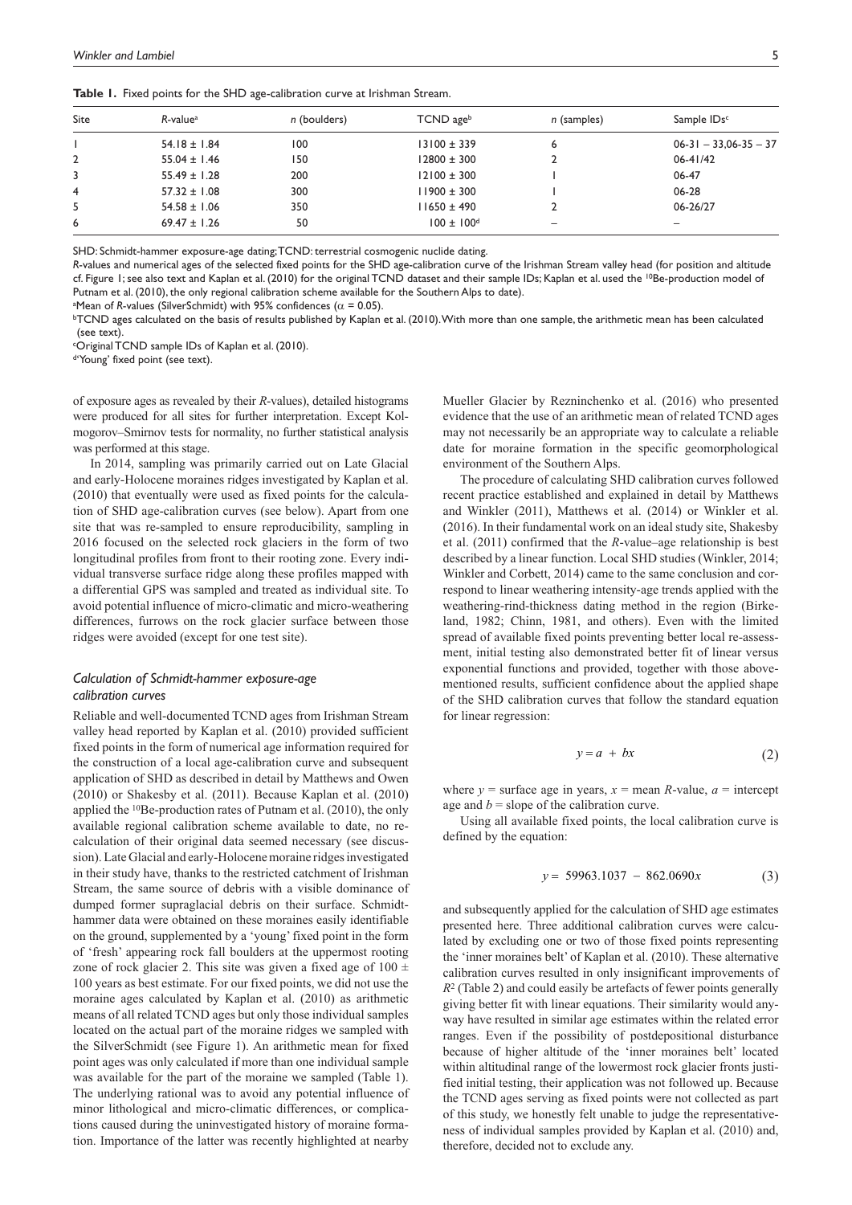**Table 1.** Fixed points for the SHD age-calibration curve at Irishman Stream.

| Site | R-value[a] | n (boulders) | TCND age[b] | n (samples) | Sample IDs[c] |
|---|---|---|---|---|---|
| 1 | 54.18 ± 1.84 | 100 | 13100 ± 339 | 6 | 06-31 – 33,06-35 – 37 |
| 2 | 55.04 ± 1.46 | 150 | 12800 ± 300 | 2 | 06-41/42 |
| 3 | 55.49 ± 1.28 | 200 | 12100 ± 300 | 1 | 06-47 |
| 4 | 57.32 ± 1.08 | 300 | 11900 ± 300 | 1 | 06-28 |
| 5 | 54.58 ± 1.06 | 350 | 11650 ± 490 | 2 | 06-26/27 |
| 6 | 69.47 ± 1.26 | 50 | 100 ± 100[d] | – | – |

SHD: Schmidt-hammer exposure-age dating; TCND: terrestrial cosmogenic nuclide dating.

*R*-values and numerical ages of the selected fixed points for the SHD age-calibration curve of the Irishman Stream valley head (for position and altitude cf. Figure 1; see also text and Kaplan et al. (2010) for the original TCND dataset and their sample IDs; Kaplan et al. used the $^{10}$Be-production model of Putnam et al. (2010), the only regional calibration scheme available for the Southern Alps to date).

[a]Mean of *R*-values (SilverSchmidt) with 95% confidences ($\alpha$ = 0.05).

[b]TCND ages calculated on the basis of results published by Kaplan et al. (2010). With more than one sample, the arithmetic mean has been calculated (see text).

[c]Original TCND sample IDs of Kaplan et al. (2010).

[d]'Young' fixed point (see text).

of exposure ages as revealed by their *R*-values), detailed histograms were produced for all sites for further interpretation. Except Kolmogorov–Smirnov tests for normality, no further statistical analysis was performed at this stage.

In 2014, sampling was primarily carried out on Late Glacial and early-Holocene moraines ridges investigated by Kaplan et al. (2010) that eventually were used as fixed points for the calculation of SHD age-calibration curves (see below). Apart from one site that was re-sampled to ensure reproducibility, sampling in 2016 focused on the selected rock glaciers in the form of two longitudinal profiles from front to their rooting zone. Every individual transverse surface ridge along these profiles mapped with a differential GPS was sampled and treated as individual site. To avoid potential influence of micro-climatic and micro-weathering differences, furrows on the rock glacier surface between those ridges were avoided (except for one test site).

### *Calculation of Schmidt-hammer exposure-age calibration curves*

Reliable and well-documented TCND ages from Irishman Stream valley head reported by Kaplan et al. (2010) provided sufficient fixed points in the form of numerical age information required for the construction of a local age-calibration curve and subsequent application of SHD as described in detail by Matthews and Owen (2010) or Shakesby et al. (2011). Because Kaplan et al. (2010) applied the $^{10}$Be-production rates of Putnam et al. (2010), the only available regional calibration scheme available to date, no re-calculation of their original data seemed necessary (see discussion). Late Glacial and early-Holocene moraine ridges investigated in their study have, thanks to the restricted catchment of Irishman Stream, the same source of debris with a visible dominance of dumped former supraglacial debris on their surface. Schmidt-hammer data were obtained on these moraines easily identifiable on the ground, supplemented by a 'young' fixed point in the form of 'fresh' appearing rock fall boulders at the uppermost rooting zone of rock glacier 2. This site was given a fixed age of 100 ± 100 years as best estimate. For our fixed points, we did not use the moraine ages calculated by Kaplan et al. (2010) as arithmetic means of all related TCND ages but only those individual samples located on the actual part of the moraine ridges we sampled with the SilverSchmidt (see Figure 1). An arithmetic mean for fixed point ages was only calculated if more than one individual sample was available for the part of the moraine we sampled (Table 1). The underlying rational was to avoid any potential influence of minor lithological and micro-climatic differences, or complications caused during the uninvestigated history of moraine formation. Importance of the latter was recently highlighted at nearby Mueller Glacier by Reznichenko et al. (2016) who presented evidence that the use of an arithmetic mean of related TCND ages may not necessarily be an appropriate way to calculate a reliable date for moraine formation in the specific geomorphological environment of the Southern Alps.

The procedure of calculating SHD calibration curves followed recent practice established and explained in detail by Matthews and Winkler (2011), Matthews et al. (2014) or Winkler et al. (2016). In their fundamental work on an ideal study site, Shakesby et al. (2011) confirmed that the *R*-value–age relationship is best described by a linear function. Local SHD studies (Winkler, 2014; Winkler and Corbett, 2014) came to the same conclusion and correspond to linear weathering intensity-age trends applied with the weathering-rind-thickness dating method in the region (Birkeland, 1982; Chinn, 1981, and others). Even with the limited spread of available fixed points preventing better local re-assessment, initial testing also demonstrated better fit of linear versus exponential functions and provided, together with those above-mentioned results, sufficient confidence about the applied shape of the SHD calibration curves that follow the standard equation for linear regression:

$$y = a + bx \tag{2}$$

where $y$ = surface age in years, $x$ = mean *R*-value, $a$ = intercept age and $b$ = slope of the calibration curve.

Using all available fixed points, the local calibration curve is defined by the equation:

$$y = 59963.1037 - 862.0690x \tag{3}$$

and subsequently applied for the calculation of SHD age estimates presented here. Three additional calibration curves were calculated by excluding one or two of those fixed points representing the 'inner moraines belt' of Kaplan et al. (2010). These alternative calibration curves resulted in only insignificant improvements of $R^2$ (Table 2) and could easily be artefacts of fewer points generally giving better fit with linear equations. Their similarity would anyway have resulted in similar age estimates within the related error ranges. Even if the possibility of postdepositional disturbance because of higher altitude of the 'inner moraines belt' located within altitudinal range of the lowermost rock glacier fronts justified initial testing, their application was not followed up. Because the TCND ages serving as fixed points were not collected as part of this study, we honestly felt unable to judge the representativeness of individual samples provided by Kaplan et al. (2010) and, therefore, decided not to exclude any.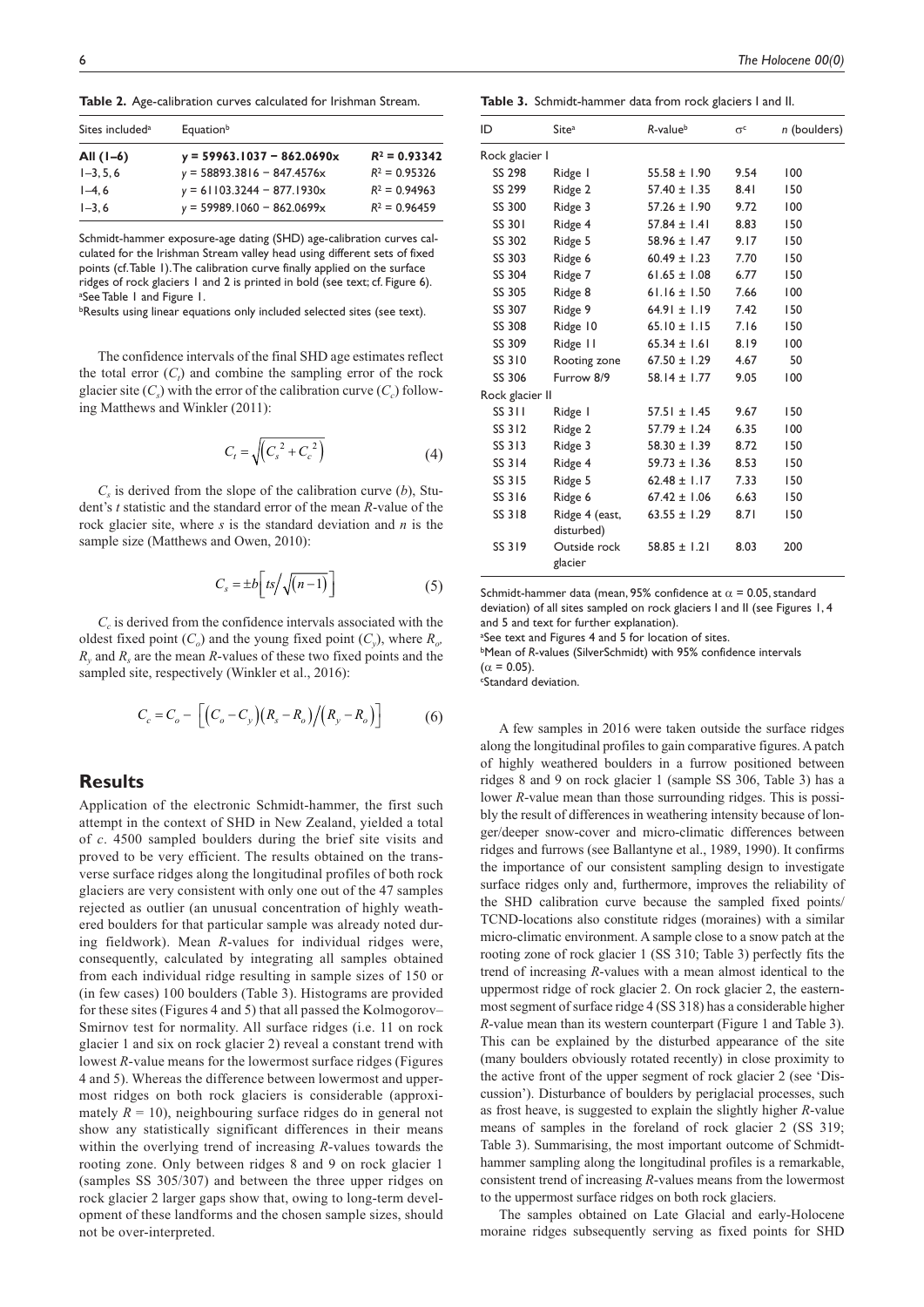**Table 2.** Age-calibration curves calculated for Irishman Stream.

| Sites included[a] | Equation[b] | |
|---|---|---|
| **All (1–6)** | **$y = 59963.1037 - 862.0690x$** | **$R^2 = 0.93342$** |
| 1–3, 5, 6 | $y = 58893.3816 - 847.4576x$ | $R^2 = 0.95326$ |
| 1–4, 6 | $y = 61103.3244 - 877.1930x$ | $R^2 = 0.94963$ |
| 1–3, 6 | $y = 59989.1060 - 862.0699x$ | $R^2 = 0.96459$ |

Schmidt-hammer exposure-age dating (SHD) age-calibration curves calculated for the Irishman Stream valley head using different sets of fixed points (cf. Table 1). The calibration curve finally applied on the surface ridges of rock glaciers 1 and 2 is printed in bold (see text; cf. Figure 6).
[a]See Table 1 and Figure 1.
[b]Results using linear equations only included selected sites (see text).

The confidence intervals of the final SHD age estimates reflect the total error ($C_t$) and combine the sampling error of the rock glacier site ($C_s$) with the error of the calibration curve ($C_c$) following Matthews and Winkler (2011):

$$C_t = \sqrt{\left(C_s^{\,2} + C_c^{\,2}\right)} \tag{4}$$

$C_s$ is derived from the slope of the calibration curve ($b$), Student's $t$ statistic and the standard error of the mean $R$-value of the rock glacier site, where $s$ is the standard deviation and $n$ is the sample size (Matthews and Owen, 2010):

$$C_s = \pm b\left[ts/\sqrt{(n-1)}\right] \tag{5}$$

$C_c$ is derived from the confidence intervals associated with the oldest fixed point ($C_o$) and the young fixed point ($C_y$), where $R_o$, $R_y$ and $R_s$ are the mean $R$-values of these two fixed points and the sampled site, respectively (Winkler et al., 2016):

$$C_c = C_o - \left[\left(C_o - C_y\right)\left(R_s - R_o\right)/\left(R_y - R_o\right)\right] \tag{6}$$

## Results

Application of the electronic Schmidt-hammer, the first such attempt in the context of SHD in New Zealand, yielded a total of *c*. 4500 sampled boulders during the brief site visits and proved to be very efficient. The results obtained on the transverse surface ridges along the longitudinal profiles of both rock glaciers are very consistent with only one out of the 47 samples rejected as outlier (an unusual concentration of highly weathered boulders for that particular sample was already noted during fieldwork). Mean $R$-values for individual ridges were, consequently, calculated by integrating all samples obtained from each individual ridge resulting in sample sizes of 150 or (in few cases) 100 boulders (Table 3). Histograms are provided for these sites (Figures 4 and 5) that all passed the Kolmogorov–Smirnov test for normality. All surface ridges (i.e. 11 on rock glacier 1 and six on rock glacier 2) reveal a constant trend with lowest $R$-value means for the lowermost surface ridges (Figures 4 and 5). Whereas the difference between lowermost and uppermost ridges on both rock glaciers is considerable (approximately $R = 10$), neighbouring surface ridges do in general not show any statistically significant differences in their means within the overlying trend of increasing $R$-values towards the rooting zone. Only between ridges 8 and 9 on rock glacier 1 (samples SS 305/307) and between the three upper ridges on rock glacier 2 larger gaps show that, owing to long-term development of these landforms and the chosen sample sizes, should not be over-interpreted.

**Table 3.** Schmidt-hammer data from rock glaciers I and II.

| ID | Site[a] | $R$-value[b] | σ[c] | $n$ (boulders) |
|---|---|---|---|---|
| Rock glacier I | | | | |
| SS 298 | Ridge 1 | 55.58 ± 1.90 | 9.54 | 100 |
| SS 299 | Ridge 2 | 57.40 ± 1.35 | 8.41 | 150 |
| SS 300 | Ridge 3 | 57.26 ± 1.90 | 9.72 | 100 |
| SS 301 | Ridge 4 | 57.84 ± 1.41 | 8.83 | 150 |
| SS 302 | Ridge 5 | 58.96 ± 1.47 | 9.17 | 150 |
| SS 303 | Ridge 6 | 60.49 ± 1.23 | 7.70 | 150 |
| SS 304 | Ridge 7 | 61.65 ± 1.08 | 6.77 | 150 |
| SS 305 | Ridge 8 | 61.16 ± 1.50 | 7.66 | 100 |
| SS 307 | Ridge 9 | 64.91 ± 1.19 | 7.42 | 150 |
| SS 308 | Ridge 10 | 65.10 ± 1.15 | 7.16 | 150 |
| SS 309 | Ridge 11 | 65.34 ± 1.61 | 8.19 | 100 |
| SS 310 | Rooting zone | 67.50 ± 1.29 | 4.67 | 50 |
| SS 306 | Furrow 8/9 | 58.14 ± 1.77 | 9.05 | 100 |
| Rock glacier II | | | | |
| SS 311 | Ridge 1 | 57.51 ± 1.45 | 9.67 | 150 |
| SS 312 | Ridge 2 | 57.79 ± 1.24 | 6.35 | 100 |
| SS 313 | Ridge 3 | 58.30 ± 1.39 | 8.72 | 150 |
| SS 314 | Ridge 4 | 59.73 ± 1.36 | 8.53 | 150 |
| SS 315 | Ridge 5 | 62.48 ± 1.17 | 7.33 | 150 |
| SS 316 | Ridge 6 | 67.42 ± 1.06 | 6.63 | 150 |
| SS 318 | Ridge 4 (east, disturbed) | 63.55 ± 1.29 | 8.71 | 150 |
| SS 319 | Outside rock glacier | 58.85 ± 1.21 | 8.03 | 200 |

Schmidt-hammer data (mean, 95% confidence at $\alpha = 0.05$, standard deviation) of all sites sampled on rock glaciers I and II (see Figures 1, 4 and 5 and text for further explanation).
[a]See text and Figures 4 and 5 for location of sites.
[b]Mean of $R$-values (SilverSchmidt) with 95% confidence intervals ($\alpha = 0.05$).
[c]Standard deviation.

A few samples in 2016 were taken outside the surface ridges along the longitudinal profiles to gain comparative figures. A patch of highly weathered boulders in a furrow positioned between ridges 8 and 9 on rock glacier 1 (sample SS 306, Table 3) has a lower $R$-value mean than those surrounding ridges. This is possibly the result of differences in weathering intensity because of longer/deeper snow-cover and micro-climatic differences between ridges and furrows (see Ballantyne et al., 1989, 1990). It confirms the importance of our consistent sampling design to investigate surface ridges only and, furthermore, improves the reliability of the SHD calibration curve because the sampled fixed points/TCND-locations also constitute ridges (moraines) with a similar micro-climatic environment. A sample close to a snow patch at the rooting zone of rock glacier 1 (SS 310; Table 3) perfectly fits the trend of increasing $R$-values with a mean almost identical to the uppermost ridge of rock glacier 2. On rock glacier 2, the easternmost segment of surface ridge 4 (SS 318) has a considerable higher $R$-value mean than its western counterpart (Figure 1 and Table 3). This can be explained by the disturbed appearance of the site (many boulders obviously rotated recently) in close proximity to the active front of the upper segment of rock glacier 2 (see 'Discussion'). Disturbance of boulders by periglacial processes, such as frost heave, is suggested to explain the slightly higher $R$-value means of samples in the foreland of rock glacier 2 (SS 319; Table 3). Summarising, the most important outcome of Schmidt-hammer sampling along the longitudinal profiles is a remarkable, consistent trend of increasing $R$-values means from the lowermost to the uppermost surface ridges on both rock glaciers.

The samples obtained on Late Glacial and early-Holocene moraine ridges subsequently serving as fixed points for SHD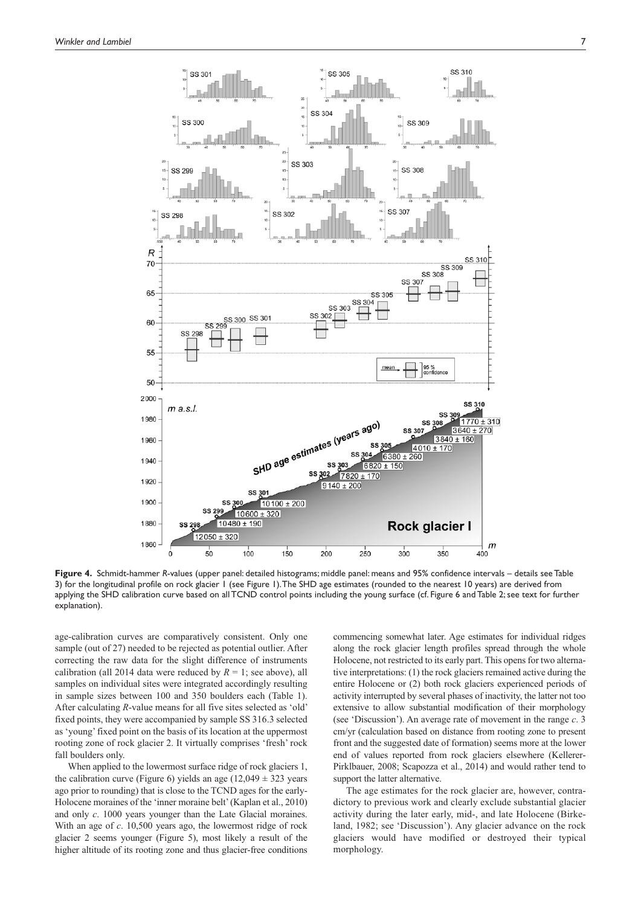**Figure 4.** Schmidt-hammer *R*-values (upper panel: detailed histograms; middle panel: means and 95% confidence intervals – details see Table 3) for the longitudinal profile on rock glacier 1 (see Figure 1). The SHD age estimates (rounded to the nearest 10 years) are derived from applying the SHD calibration curve based on all TCND control points including the young surface (cf. Figure 6 and Table 2; see text for further explanation).

age-calibration curves are comparatively consistent. Only one sample (out of 27) needed to be rejected as potential outlier. After correcting the raw data for the slight difference of instruments calibration (all 2014 data were reduced by $R = 1$; see above), all samples on individual sites were integrated accordingly resulting in sample sizes between 100 and 350 boulders each (Table 1). After calculating *R*-value means for all five sites selected as 'old' fixed points, they were accompanied by sample SS 316.3 selected as 'young' fixed point on the basis of its location at the uppermost rooting zone of rock glacier 2. It virtually comprises 'fresh' rock fall boulders only.

When applied to the lowermost surface ridge of rock glaciers 1, the calibration curve (Figure 6) yields an age (12,049 ± 323 years ago prior to rounding) that is close to the TCND ages for the early-Holocene moraines of the 'inner moraine belt' (Kaplan et al., 2010) and only *c*. 1000 years younger than the Late Glacial moraines. With an age of *c*. 10,500 years ago, the lowermost ridge of rock glacier 2 seems younger (Figure 5), most likely a result of the higher altitude of its rooting zone and thus glacier-free conditions commencing somewhat later. Age estimates for individual ridges along the rock glacier length profiles spread through the whole Holocene, not restricted to its early part. This opens for two alternative interpretations: (1) the rock glaciers remained active during the entire Holocene or (2) both rock glaciers experienced periods of activity interrupted by several phases of inactivity, the latter not too extensive to allow substantial modification of their morphology (see 'Discussion'). An average rate of movement in the range *c*. 3 cm/yr (calculation based on distance from rooting zone to present front and the suggested date of formation) seems more at the lower end of values reported from rock glaciers elsewhere (Kellerer-Pirklbauer, 2008; Scapozza et al., 2014) and would rather tend to support the latter alternative.

The age estimates for the rock glacier are, however, contradictory to previous work and clearly exclude substantial glacier activity during the later early, mid-, and late Holocene (Birkeland, 1982; see 'Discussion'). Any glacier advance on the rock glaciers would have modified or destroyed their typical morphology.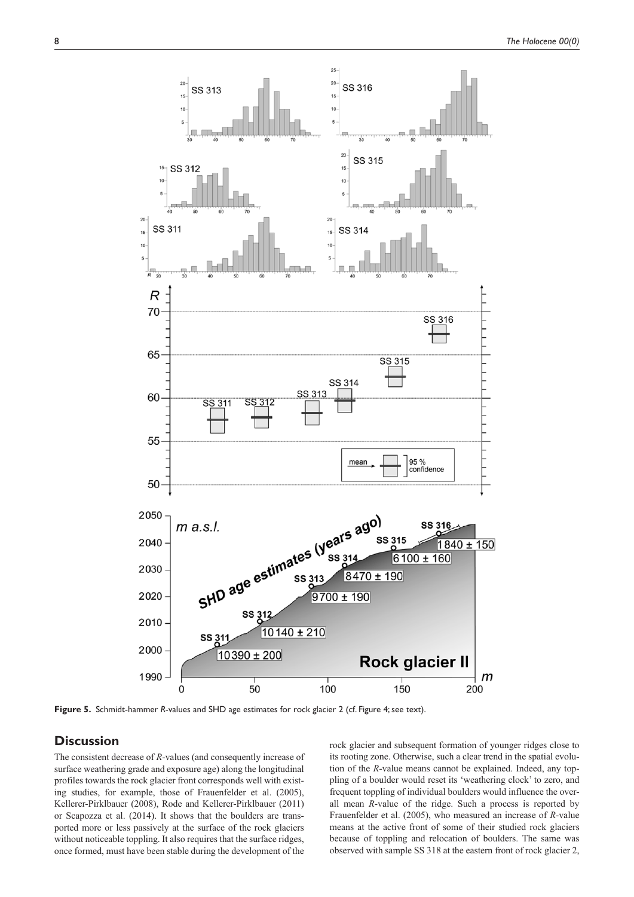**Figure 5.** Schmidt-hammer *R*-values and SHD age estimates for rock glacier 2 (cf. Figure 4; see text).

## Discussion

The consistent decrease of *R*-values (and consequently increase of surface weathering grade and exposure age) along the longitudinal profiles towards the rock glacier front corresponds well with existing studies, for example, those of Frauenfelder et al. (2005), Kellerer-Pirklbauer (2008), Rode and Kellerer-Pirklbauer (2011) or Scapozza et al. (2014). It shows that the boulders are transported more or less passively at the surface of the rock glaciers without noticeable toppling. It also requires that the surface ridges, once formed, must have been stable during the development of the rock glacier and subsequent formation of younger ridges close to its rooting zone. Otherwise, such a clear trend in the spatial evolution of the *R*-value means cannot be explained. Indeed, any toppling of a boulder would reset its 'weathering clock' to zero, and frequent toppling of individual boulders would influence the overall mean *R*-value of the ridge. Such a process is reported by Frauenfelder et al. (2005), who measured an increase of *R*-value means at the active front of some of their studied rock glaciers because of toppling and relocation of boulders. The same was observed with sample SS 318 at the eastern front of rock glacier 2,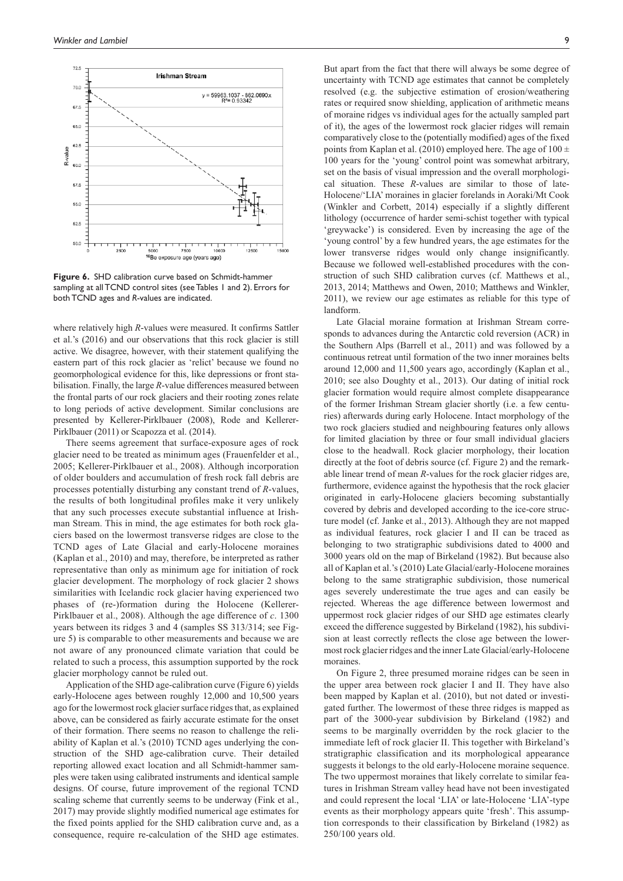**Figure 6.** SHD calibration curve based on Schmidt-hammer sampling at all TCND control sites (see Tables 1 and 2). Errors for both TCND ages and *R*-values are indicated.

where relatively high *R*-values were measured. It confirms Sattler et al.'s (2016) and our observations that this rock glacier is still active. We disagree, however, with their statement qualifying the eastern part of this rock glacier as 'relict' because we found no geomorphological evidence for this, like depressions or front stabilisation. Finally, the large *R*-value differences measured between the frontal parts of our rock glaciers and their rooting zones relate to long periods of active development. Similar conclusions are presented by Kellerer-Pirklbauer (2008), Rode and Kellerer-Pirklbauer (2011) or Scapozza et al. (2014).

There seems agreement that surface-exposure ages of rock glacier need to be treated as minimum ages (Frauenfelder et al., 2005; Kellerer-Pirklbauer et al., 2008). Although incorporation of older boulders and accumulation of fresh rock fall debris are processes potentially disturbing any constant trend of *R*-values, the results of both longitudinal profiles make it very unlikely that any such processes execute substantial influence at Irishman Stream. This in mind, the age estimates for both rock glaciers based on the lowermost transverse ridges are close to the TCND ages of Late Glacial and early-Holocene moraines (Kaplan et al., 2010) and may, therefore, be interpreted as rather representative than only as minimum age for initiation of rock glacier development. The morphology of rock glacier 2 shows similarities with Icelandic rock glacier having experienced two phases of (re-)formation during the Holocene (Kellerer-Pirklbauer et al., 2008). Although the age difference of *c*. 1300 years between its ridges 3 and 4 (samples SS 313/314; see Figure 5) is comparable to other measurements and because we are not aware of any pronounced climate variation that could be related to such a process, this assumption supported by the rock glacier morphology cannot be ruled out.

Application of the SHD age-calibration curve (Figure 6) yields early-Holocene ages between roughly 12,000 and 10,500 years ago for the lowermost rock glacier surface ridges that, as explained above, can be considered as fairly accurate estimate for the onset of their formation. There seems no reason to challenge the reliability of Kaplan et al.'s (2010) TCND ages underlying the construction of the SHD age-calibration curve. Their detailed reporting allowed exact location and all Schmidt-hammer samples were taken using calibrated instruments and identical sample designs. Of course, future improvement of the regional TCND scaling scheme that currently seems to be underway (Fink et al., 2017) may provide slightly modified numerical age estimates for the fixed points applied for the SHD calibration curve and, as a consequence, require re-calculation of the SHD age estimates. But apart from the fact that there will always be some degree of uncertainty with TCND age estimates that cannot be completely resolved (e.g. the subjective estimation of erosion/weathering rates or required snow shielding, application of arithmetic means of moraine ridges vs individual ages for the actually sampled part of it), the ages of the lowermost rock glacier ridges will remain comparatively close to the (potentially modified) ages of the fixed points from Kaplan et al. (2010) employed here. The age of 100 ± 100 years for the 'young' control point was somewhat arbitrary, set on the basis of visual impression and the overall morphological situation. These *R*-values are similar to those of late-Holocene/'LIA' moraines in glacier forelands in Aoraki/Mt Cook (Winkler and Corbett, 2014) especially if a slightly different lithology (occurrence of harder semi-schist together with typical 'greywacke') is considered. Even by increasing the age of the 'young control' by a few hundred years, the age estimates for the lower transverse ridges would only change insignificantly. Because we followed well-established procedures with the construction of such SHD calibration curves (cf. Matthews et al., 2013, 2014; Matthews and Owen, 2010; Matthews and Winkler, 2011), we review our age estimates as reliable for this type of landform.

Late Glacial moraine formation at Irishman Stream corresponds to advances during the Antarctic cold reversion (ACR) in the Southern Alps (Barrell et al., 2011) and was followed by a continuous retreat until formation of the two inner moraines belts around 12,000 and 11,500 years ago, accordingly (Kaplan et al., 2010; see also Doughty et al., 2013). Our dating of initial rock glacier formation would require almost complete disappearance of the former Irishman Stream glacier shortly (i.e. a few centuries) afterwards during early Holocene. Intact morphology of the two rock glaciers studied and neighbouring features only allows for limited glaciation by three or four small individual glaciers close to the headwall. Rock glacier morphology, their location directly at the foot of debris source (cf. Figure 2) and the remarkable linear trend of mean *R*-values for the rock glacier ridges are, furthermore, evidence against the hypothesis that the rock glacier originated in early-Holocene glaciers becoming substantially covered by debris and developed according to the ice-core structure model (cf. Janke et al., 2013). Although they are not mapped as individual features, rock glacier I and II can be traced as belonging to two stratigraphic subdivisions dated to 4000 and 3000 years old on the map of Birkeland (1982). But because also all of Kaplan et al.'s (2010) Late Glacial/early-Holocene moraines belong to the same stratigraphic subdivision, those numerical ages severely underestimate the true ages and can easily be rejected. Whereas the age difference between lowermost and uppermost rock glacier ridges of our SHD age estimates clearly exceed the difference suggested by Birkeland (1982), his subdivision at least correctly reflects the close age between the lowermost rock glacier ridges and the inner Late Glacial/early-Holocene moraines.

On Figure 2, three presumed moraine ridges can be seen in the upper area between rock glacier I and II. They have also been mapped by Kaplan et al. (2010), but not dated or investigated further. The lowermost of these three ridges is mapped as part of the 3000-year subdivision by Birkeland (1982) and seems to be marginally overridden by the rock glacier to the immediate left of rock glacier II. This together with Birkeland's stratigraphic classification and its morphological appearance suggests it belongs to the old early-Holocene moraine sequence. The two uppermost moraines that likely correlate to similar features in Irishman Stream valley head have not been investigated and could represent the local 'LIA' or late-Holocene 'LIA'-type events as their morphology appears quite 'fresh'. This assumption corresponds to their classification by Birkeland (1982) as 250/100 years old.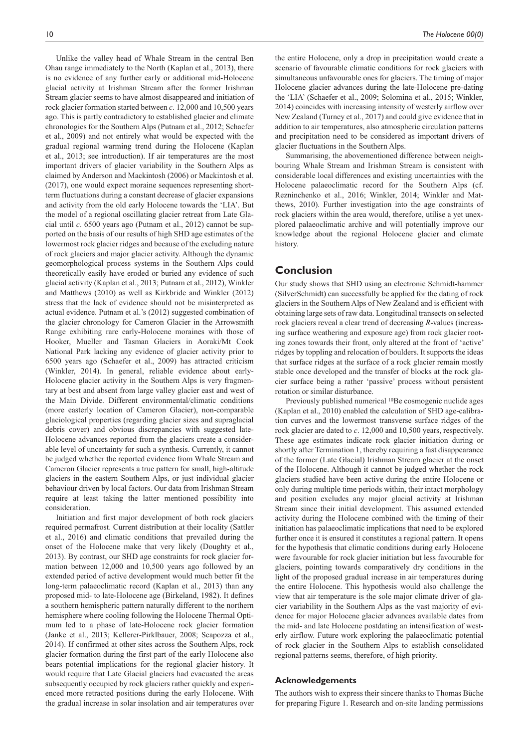Unlike the valley head of Whale Stream in the central Ben Ohau range immediately to the North (Kaplan et al., 2013), there is no evidence of any further early or additional mid-Holocene glacial activity at Irishman Stream after the former Irishman Stream glacier seems to have almost disappeared and initiation of rock glacier formation started between *c*. 12,000 and 10,500 years ago. This is partly contradictory to established glacier and climate chronologies for the Southern Alps (Putnam et al., 2012; Schaefer et al., 2009) and not entirely what would be expected with the gradual regional warming trend during the Holocene (Kaplan et al., 2013; see introduction). If air temperatures are the most important drivers of glacier variability in the Southern Alps as claimed by Anderson and Mackintosh (2006) or Mackintosh et al. (2017), one would expect moraine sequences representing short-term fluctuations during a constant decrease of glacier expansions and activity from the old early Holocene towards the 'LIA'. But the model of a regional oscillating glacier retreat from Late Glacial until *c*. 6500 years ago (Putnam et al., 2012) cannot be supported on the basis of our results of high SHD age estimates of the lowermost rock glacier ridges and because of the excluding nature of rock glaciers and major glacier activity. Although the dynamic geomorphological process systems in the Southern Alps could theoretically easily have eroded or buried any evidence of such glacial activity (Kaplan et al., 2013; Putnam et al., 2012), Winkler and Matthews (2010) as well as Kirkbride and Winkler (2012) stress that the lack of evidence should not be misinterpreted as actual evidence. Putnam et al.'s (2012) suggested combination of the glacier chronology for Cameron Glacier in the Arrowsmith Range exhibiting rare early-Holocene moraines with those of Hooker, Mueller and Tasman Glaciers in Aoraki/Mt Cook National Park lacking any evidence of glacier activity prior to 6500 years ago (Schaefer et al., 2009) has attracted criticism (Winkler, 2014). In general, reliable evidence about early-Holocene glacier activity in the Southern Alps is very fragmentary at best and absent from large valley glacier east and west of the Main Divide. Different environmental/climatic conditions (more easterly location of Cameron Glacier), non-comparable glaciological properties (regarding glacier sizes and supraglacial debris cover) and obvious discrepancies with suggested late-Holocene advances reported from the glaciers create a considerable level of uncertainty for such a synthesis. Currently, it cannot be judged whether the reported evidence from Whale Stream and Cameron Glacier represents a true pattern for small, high-altitude glaciers in the eastern Southern Alps, or just individual glacier behaviour driven by local factors. Our data from Irishman Stream require at least taking the latter mentioned possibility into consideration.

Initiation and first major development of both rock glaciers required permafrost. Current distribution at their locality (Sattler et al., 2016) and climatic conditions that prevailed during the onset of the Holocene make that very likely (Doughty et al., 2013). By contrast, our SHD age constraints for rock glacier formation between 12,000 and 10,500 years ago followed by an extended period of active development would much better fit the long-term palaeoclimatic record (Kaplan et al., 2013) than any proposed mid- to late-Holocene age (Birkeland, 1982). It defines a southern hemispheric pattern naturally different to the northern hemisphere where cooling following the Holocene Thermal Optimum led to a phase of late-Holocene rock glacier formation (Janke et al., 2013; Kellerer-Pirklbauer, 2008; Scapozza et al., 2014). If confirmed at other sites across the Southern Alps, rock glacier formation during the first part of the early Holocene also bears potential implications for the regional glacier history. It would require that Late Glacial glaciers had evacuated the areas subsequently occupied by rock glaciers rather quickly and experienced more retracted positions during the early Holocene. With the gradual increase in solar insolation and air temperatures over the entire Holocene, only a drop in precipitation would create a scenario of favourable climatic conditions for rock glaciers with simultaneous unfavourable ones for glaciers. The timing of major Holocene glacier advances during the late-Holocene pre-dating the 'LIA' (Schaefer et al., 2009; Solomina et al., 2015; Winkler, 2014) coincides with increasing intensity of westerly airflow over New Zealand (Turney et al., 2017) and could give evidence that in addition to air temperatures, also atmospheric circulation patterns and precipitation need to be considered as important drivers of glacier fluctuations in the Southern Alps.

Summarising, the abovementioned difference between neighbouring Whale Stream and Irishman Stream is consistent with considerable local differences and existing uncertainties with the Holocene palaeoclimatic record for the Southern Alps (cf. Rezninchenko et al., 2016; Winkler, 2014; Winkler and Matthews, 2010). Further investigation into the age constraints of rock glaciers within the area would, therefore, utilise a yet unexplored palaeoclimatic archive and will potentially improve our knowledge about the regional Holocene glacier and climate history.

## Conclusion

Our study shows that SHD using an electronic Schmidt-hammer (SilverSchmidt) can successfully be applied for the dating of rock glaciers in the Southern Alps of New Zealand and is efficient with obtaining large sets of raw data. Longitudinal transects on selected rock glaciers reveal a clear trend of decreasing *R*-values (increasing surface weathering and exposure age) from rock glacier rooting zones towards their front, only altered at the front of 'active' ridges by toppling and relocation of boulders. It supports the ideas that surface ridges at the surface of a rock glacier remain mostly stable once developed and the transfer of blocks at the rock glacier surface being a rather 'passive' process without persistent rotation or similar disturbance.

Previously published numerical $^{10}$Be cosmogenic nuclide ages (Kaplan et al., 2010) enabled the calculation of SHD age-calibration curves and the lowermost transverse surface ridges of the rock glacier are dated to *c*. 12,000 and 10,500 years, respectively. These age estimates indicate rock glacier initiation during or shortly after Termination 1, thereby requiring a fast disappearance of the former (Late Glacial) Irishman Stream glacier at the onset of the Holocene. Although it cannot be judged whether the rock glaciers studied have been active during the entire Holocene or only during multiple time periods within, their intact morphology and position excludes any major glacial activity at Irishman Stream since their initial development. This assumed extended activity during the Holocene combined with the timing of their initiation has palaeoclimatic implications that need to be explored further once it is ensured it constitutes a regional pattern. It opens for the hypothesis that climatic conditions during early Holocene were favourable for rock glacier initiation but less favourable for glaciers, pointing towards comparatively dry conditions in the light of the proposed gradual increase in air temperatures during the entire Holocene. This hypothesis would also challenge the view that air temperature is the sole major climate driver of glacier variability in the Southern Alps as the vast majority of evidence for major Holocene glacier advances available dates from the mid- and late Holocene postdating an intensification of westerly airflow. Future work exploring the palaeoclimatic potential of rock glacier in the Southern Alps to establish consolidated regional patterns seems, therefore, of high priority.

### Acknowledgements

The authors wish to express their sincere thanks to Thomas Büche for preparing Figure 1. Research and on-site landing permissions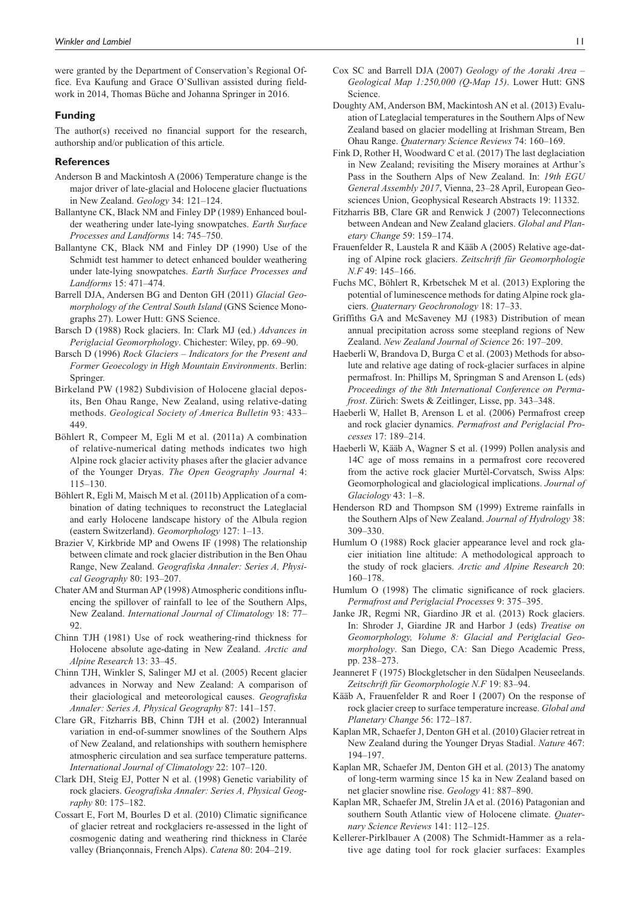were granted by the Department of Conservation's Regional Office. Eva Kaufung and Grace O'Sullivan assisted during fieldwork in 2014, Thomas Büche and Johanna Springer in 2016.

## Funding

The author(s) received no financial support for the research, authorship and/or publication of this article.

## References

Anderson B and Mackintosh A (2006) Temperature change is the major driver of late-glacial and Holocene glacier fluctuations in New Zealand. *Geology* 34: 121–124.

Ballantyne CK, Black NM and Finley DP (1989) Enhanced boulder weathering under late-lying snowpatches. *Earth Surface Processes and Landforms* 14: 745–750.

Ballantyne CK, Black NM and Finley DP (1990) Use of the Schmidt test hammer to detect enhanced boulder weathering under late-lying snowpatches. *Earth Surface Processes and Landforms* 15: 471–474.

Barrell DJA, Andersen BG and Denton GH (2011) *Glacial Geomorphology of the Central South Island* (GNS Science Monographs 27). Lower Hutt: GNS Science.

Barsch D (1988) Rock glaciers. In: Clark MJ (ed.) *Advances in Periglacial Geomorphology*. Chichester: Wiley, pp. 69–90.

Barsch D (1996) *Rock Glaciers – Indicators for the Present and Former Geoecology in High Mountain Environments*. Berlin: Springer.

Birkeland PW (1982) Subdivision of Holocene glacial deposits, Ben Ohau Range, New Zealand, using relative-dating methods. *Geological Society of America Bulletin* 93: 433–449.

Böhlert R, Compeer M, Egli M et al. (2011a) A combination of relative-numerical dating methods indicates two high Alpine rock glacier activity phases after the glacier advance of the Younger Dryas. *The Open Geography Journal* 4: 115–130.

Böhlert R, Egli M, Maisch M et al. (2011b) Application of a combination of dating techniques to reconstruct the Lateglacial and early Holocene landscape history of the Albula region (eastern Switzerland). *Geomorphology* 127: 1–13.

Brazier V, Kirkbride MP and Owens IF (1998) The relationship between climate and rock glacier distribution in the Ben Ohau Range, New Zealand. *Geografiska Annaler: Series A, Physical Geography* 80: 193–207.

Chater AM and Sturman AP (1998) Atmospheric conditions influencing the spillover of rainfall to lee of the Southern Alps, New Zealand. *International Journal of Climatology* 18: 77–92.

Chinn TJH (1981) Use of rock weathering-rind thickness for Holocene absolute age-dating in New Zealand. *Arctic and Alpine Research* 13: 33–45.

Chinn TJH, Winkler S, Salinger MJ et al. (2005) Recent glacier advances in Norway and New Zealand: A comparison of their glaciological and meteorological causes. *Geografiska Annaler: Series A, Physical Geography* 87: 141–157.

Clare GR, Fitzharris BB, Chinn TJH et al. (2002) Interannual variation in end-of-summer snowlines of the Southern Alps of New Zealand, and relationships with southern hemisphere atmospheric circulation and sea surface temperature patterns. *International Journal of Climatology* 22: 107–120.

Clark DH, Steig EJ, Potter N et al. (1998) Genetic variability of rock glaciers. *Geografiska Annaler: Series A, Physical Geography* 80: 175–182.

Cossart E, Fort M, Bourles D et al. (2010) Climatic significance of glacier retreat and rockglaciers re-assessed in the light of cosmogenic dating and weathering rind thickness in Clarée valley (Briançonnais, French Alps). *Catena* 80: 204–219.

Cox SC and Barrell DJA (2007) *Geology of the Aoraki Area – Geological Map 1:250,000 (Q-Map 15)*. Lower Hutt: GNS Science.

Doughty AM, Anderson BM, Mackintosh AN et al. (2013) Evaluation of Lateglacial temperatures in the Southern Alps of New Zealand based on glacier modelling at Irishman Stream, Ben Ohau Range. *Quaternary Science Reviews* 74: 160–169.

Fink D, Rother H, Woodward C et al. (2017) The last deglaciation in New Zealand; revisiting the Misery moraines at Arthur's Pass in the Southern Alps of New Zealand. In: *19th EGU General Assembly 2017*, Vienna, 23–28 April, European Geosciences Union, Geophysical Research Abstracts 19: 11332.

Fitzharris BB, Clare GR and Renwick J (2007) Teleconnections between Andean and New Zealand glaciers. *Global and Planetary Change* 59: 159–174.

Frauenfelder R, Laustela R and Kääb A (2005) Relative age-dating of Alpine rock glaciers. *Zeitschrift für Geomorphologie N.F* 49: 145–166.

Fuchs MC, Böhlert R, Krbetschek M et al. (2013) Exploring the potential of luminescence methods for dating Alpine rock glaciers. *Quaternary Geochronology* 18: 17–33.

Griffiths GA and McSaveney MJ (1983) Distribution of mean annual precipitation across some steepland regions of New Zealand. *New Zealand Journal of Science* 26: 197–209.

Haeberli W, Brandova D, Burga C et al. (2003) Methods for absolute and relative age dating of rock-glacier surfaces in alpine permafrost. In: Phillips M, Springman S and Arenson L (eds) *Proceedings of the 8th International Conference on Permafrost*. Zürich: Swets & Zeitlinger, Lisse, pp. 343–348.

Haeberli W, Hallet B, Arenson L et al. (2006) Permafrost creep and rock glacier dynamics. *Permafrost and Periglacial Processes* 17: 189–214.

Haeberli W, Kääb A, Wagner S et al. (1999) Pollen analysis and 14C age of moss remains in a permafrost core recovered from the active rock glacier Murtèl-Corvatsch, Swiss Alps: Geomorphological and glaciological implications. *Journal of Glaciology* 43: 1–8.

Henderson RD and Thompson SM (1999) Extreme rainfalls in the Southern Alps of New Zealand. *Journal of Hydrology* 38: 309–330.

Humlum O (1988) Rock glacier appearance level and rock glacier initiation line altitude: A methodological approach to the study of rock glaciers. *Arctic and Alpine Research* 20: 160–178.

Humlum O (1998) The climatic significance of rock glaciers. *Permafrost and Periglacial Processes* 9: 375–395.

Janke JR, Regmi NR, Giardino JR et al. (2013) Rock glaciers. In: Shroder J, Giardine JR and Harbor J (eds) *Treatise on Geomorphology, Volume 8: Glacial and Periglacial Geomorphology*. San Diego, CA: San Diego Academic Press, pp. 238–273.

Jeanneret F (1975) Blockgletscher in den Südalpen Neuseelands. *Zeitschrift für Geomorphologie N.F* 19: 83–94.

Kääb A, Frauenfelder R and Roer I (2007) On the response of rock glacier creep to surface temperature increase. *Global and Planetary Change* 56: 172–187.

Kaplan MR, Schaefer J, Denton GH et al. (2010) Glacier retreat in New Zealand during the Younger Dryas Stadial. *Nature* 467: 194–197.

Kaplan MR, Schaefer JM, Denton GH et al. (2013) The anatomy of long-term warming since 15 ka in New Zealand based on net glacier snowline rise. *Geology* 41: 887–890.

Kaplan MR, Schaefer JM, Strelin JA et al. (2016) Patagonian and southern South Atlantic view of Holocene climate. *Quaternary Science Reviews* 141: 112–125.

Kellerer-Pirklbauer A (2008) The Schmidt-Hammer as a relative age dating tool for rock glacier surfaces: Examples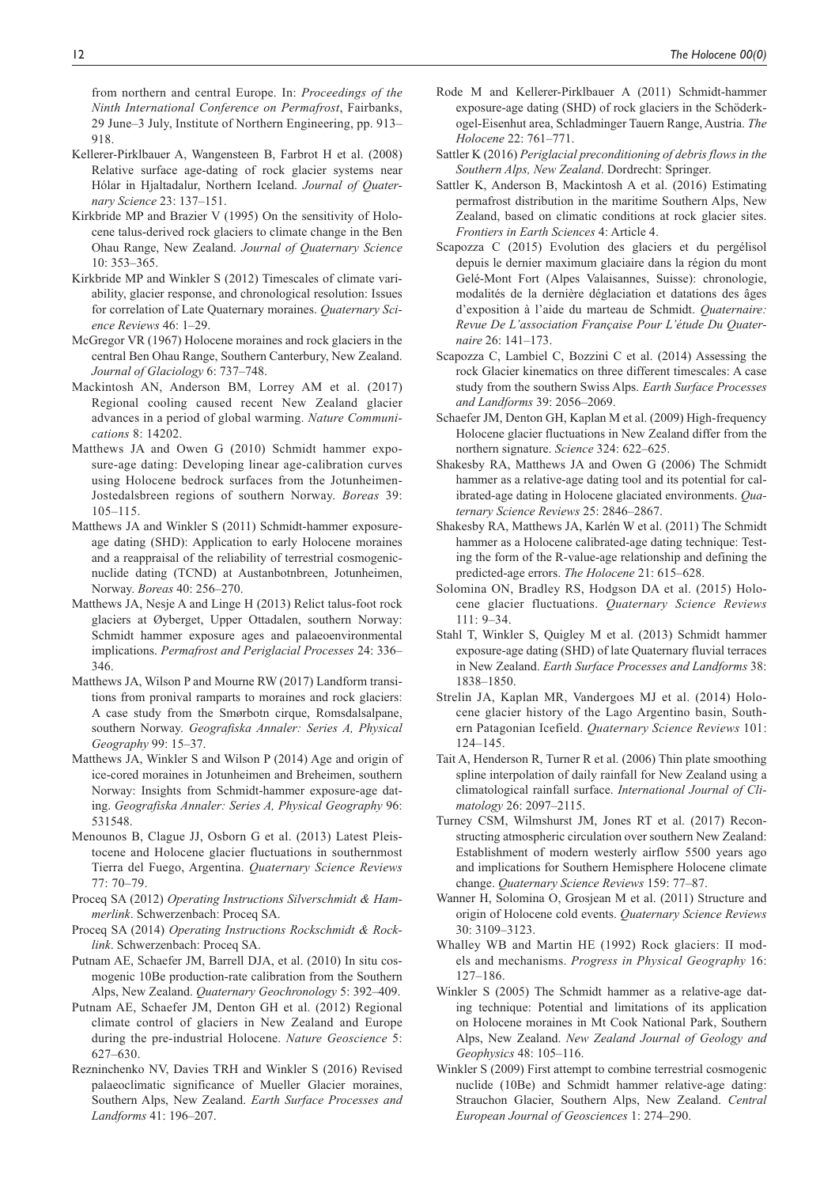from northern and central Europe. In: *Proceedings of the Ninth International Conference on Permafrost*, Fairbanks, 29 June–3 July, Institute of Northern Engineering, pp. 913–918.

Kellerer-Pirklbauer A, Wangensteen B, Farbrot H et al. (2008) Relative surface age-dating of rock glacier systems near Hólar in Hjaltadalur, Northern Iceland. *Journal of Quaternary Science* 23: 137–151.

Kirkbride MP and Brazier V (1995) On the sensitivity of Holocene talus-derived rock glaciers to climate change in the Ben Ohau Range, New Zealand. *Journal of Quaternary Science* 10: 353–365.

Kirkbride MP and Winkler S (2012) Timescales of climate variability, glacier response, and chronological resolution: Issues for correlation of Late Quaternary moraines. *Quaternary Science Reviews* 46: 1–29.

McGregor VR (1967) Holocene moraines and rock glaciers in the central Ben Ohau Range, Southern Canterbury, New Zealand. *Journal of Glaciology* 6: 737–748.

Mackintosh AN, Anderson BM, Lorrey AM et al. (2017) Regional cooling caused recent New Zealand glacier advances in a period of global warming. *Nature Communications* 8: 14202.

Matthews JA and Owen G (2010) Schmidt hammer exposure-age dating: Developing linear age-calibration curves using Holocene bedrock surfaces from the Jotunheimen-Jostedalsbreen regions of southern Norway. *Boreas* 39: 105–115.

Matthews JA and Winkler S (2011) Schmidt-hammer exposure-age dating (SHD): Application to early Holocene moraines and a reappraisal of the reliability of terrestrial cosmogenic-nuclide dating (TCND) at Austanbotnbreen, Jotunheimen, Norway. *Boreas* 40: 256–270.

Matthews JA, Nesje A and Linge H (2013) Relict talus-foot rock glaciers at Øyberget, Upper Ottadalen, southern Norway: Schmidt hammer exposure ages and palaeoenvironmental implications. *Permafrost and Periglacial Processes* 24: 336–346.

Matthews JA, Wilson P and Mourne RW (2017) Landform transitions from pronival ramparts to moraines and rock glaciers: A case study from the Smørbotn cirque, Romsdalsalpane, southern Norway. *Geografiska Annaler: Series A, Physical Geography* 99: 15–37.

Matthews JA, Winkler S and Wilson P (2014) Age and origin of ice-cored moraines in Jotunheimen and Breheimen, southern Norway: Insights from Schmidt-hammer exposure-age dating. *Geografiska Annaler: Series A, Physical Geography* 96: 531548.

Menounos B, Clague JJ, Osborn G et al. (2013) Latest Pleistocene and Holocene glacier fluctuations in southernmost Tierra del Fuego, Argentina. *Quaternary Science Reviews* 77: 70–79.

Proceq SA (2012) *Operating Instructions Silverschmidt & Hammerlink*. Schwerzenbach: Proceq SA.

Proceq SA (2014) *Operating Instructions Rockschmidt & Rocklink*. Schwerzenbach: Proceq SA.

Putnam AE, Schaefer JM, Barrell DJA, et al. (2010) In situ cosmogenic 10Be production-rate calibration from the Southern Alps, New Zealand. *Quaternary Geochronology* 5: 392–409.

Putnam AE, Schaefer JM, Denton GH et al. (2012) Regional climate control of glaciers in New Zealand and Europe during the pre-industrial Holocene. *Nature Geoscience* 5: 627–630.

Rezninchenko NV, Davies TRH and Winkler S (2016) Revised palaeoclimatic significance of Mueller Glacier moraines, Southern Alps, New Zealand. *Earth Surface Processes and Landforms* 41: 196–207.

Rode M and Kellerer-Pirklbauer A (2011) Schmidt-hammer exposure-age dating (SHD) of rock glaciers in the Schöderkogel-Eisenhut area, Schladminger Tauern Range, Austria. *The Holocene* 22: 761–771.

Sattler K (2016) *Periglacial preconditioning of debris flows in the Southern Alps, New Zealand*. Dordrecht: Springer.

Sattler K, Anderson B, Mackintosh A et al. (2016) Estimating permafrost distribution in the maritime Southern Alps, New Zealand, based on climatic conditions at rock glacier sites. *Frontiers in Earth Sciences* 4: Article 4.

Scapozza C (2015) Evolution des glaciers et du pergélisol depuis le dernier maximum glaciaire dans la région du mont Gelé-Mont Fort (Alpes Valaisannes, Suisse): chronologie, modalités de la dernière déglaciation et datations des âges d'exposition à l'aide du marteau de Schmidt. *Quaternaire: Revue De L'association Française Pour L'étude Du Quaternaire* 26: 141–173.

Scapozza C, Lambiel C, Bozzini C et al. (2014) Assessing the rock Glacier kinematics on three different timescales: A case study from the southern Swiss Alps. *Earth Surface Processes and Landforms* 39: 2056–2069.

Schaefer JM, Denton GH, Kaplan M et al. (2009) High-frequency Holocene glacier fluctuations in New Zealand differ from the northern signature. *Science* 324: 622–625.

Shakesby RA, Matthews JA and Owen G (2006) The Schmidt hammer as a relative-age dating tool and its potential for calibrated-age dating in Holocene glaciated environments. *Quaternary Science Reviews* 25: 2846–2867.

Shakesby RA, Matthews JA, Karlén W et al. (2011) The Schmidt hammer as a Holocene calibrated-age dating technique: Testing the form of the R-value-age relationship and defining the predicted-age errors. *The Holocene* 21: 615–628.

Solomina ON, Bradley RS, Hodgson DA et al. (2015) Holocene glacier fluctuations. *Quaternary Science Reviews* 111: 9–34.

Stahl T, Winkler S, Quigley M et al. (2013) Schmidt hammer exposure-age dating (SHD) of late Quaternary fluvial terraces in New Zealand. *Earth Surface Processes and Landforms* 38: 1838–1850.

Strelin JA, Kaplan MR, Vandergoes MJ et al. (2014) Holocene glacier history of the Lago Argentino basin, Southern Patagonian Icefield. *Quaternary Science Reviews* 101: 124–145.

Tait A, Henderson R, Turner R et al. (2006) Thin plate smoothing spline interpolation of daily rainfall for New Zealand using a climatological rainfall surface. *International Journal of Climatology* 26: 2097–2115.

Turney CSM, Wilmshurst JM, Jones RT et al. (2017) Reconstructing atmospheric circulation over southern New Zealand: Establishment of modern westerly airflow 5500 years ago and implications for Southern Hemisphere Holocene climate change. *Quaternary Science Reviews* 159: 77–87.

Wanner H, Solomina O, Grosjean M et al. (2011) Structure and origin of Holocene cold events. *Quaternary Science Reviews* 30: 3109–3123.

Whalley WB and Martin HE (1992) Rock glaciers: II models and mechanisms. *Progress in Physical Geography* 16: 127–186.

Winkler S (2005) The Schmidt hammer as a relative-age dating technique: Potential and limitations of its application on Holocene moraines in Mt Cook National Park, Southern Alps, New Zealand. *New Zealand Journal of Geology and Geophysics* 48: 105–116.

Winkler S (2009) First attempt to combine terrestrial cosmogenic nuclide (10Be) and Schmidt hammer relative-age dating: Strauchon Glacier, Southern Alps, New Zealand. *Central European Journal of Geosciences* 1: 274–290.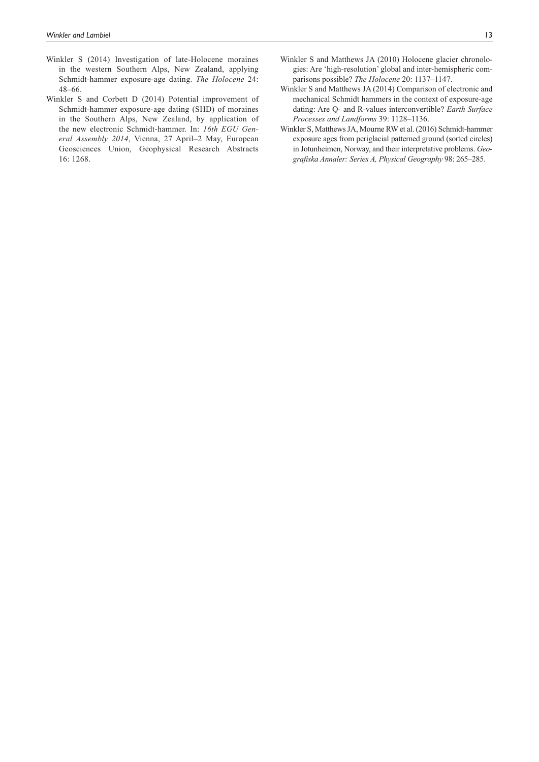Winkler S (2014) Investigation of late-Holocene moraines in the western Southern Alps, New Zealand, applying Schmidt-hammer exposure-age dating. *The Holocene* 24: 48–66.

Winkler S and Corbett D (2014) Potential improvement of Schmidt-hammer exposure-age dating (SHD) of moraines in the Southern Alps, New Zealand, by application of the new electronic Schmidt-hammer. In: *16th EGU General Assembly 2014*, Vienna, 27 April–2 May, European Geosciences Union, Geophysical Research Abstracts 16: 1268.

Winkler S and Matthews JA (2010) Holocene glacier chronologies: Are 'high-resolution' global and inter-hemispheric comparisons possible? *The Holocene* 20: 1137–1147.

Winkler S and Matthews JA (2014) Comparison of electronic and mechanical Schmidt hammers in the context of exposure-age dating: Are Q- and R-values interconvertible? *Earth Surface Processes and Landforms* 39: 1128–1136.

Winkler S, Matthews JA, Mourne RW et al. (2016) Schmidt-hammer exposure ages from periglacial patterned ground (sorted circles) in Jotunheimen, Norway, and their interpretative problems. *Geografiska Annaler: Series A, Physical Geography* 98: 265–285.